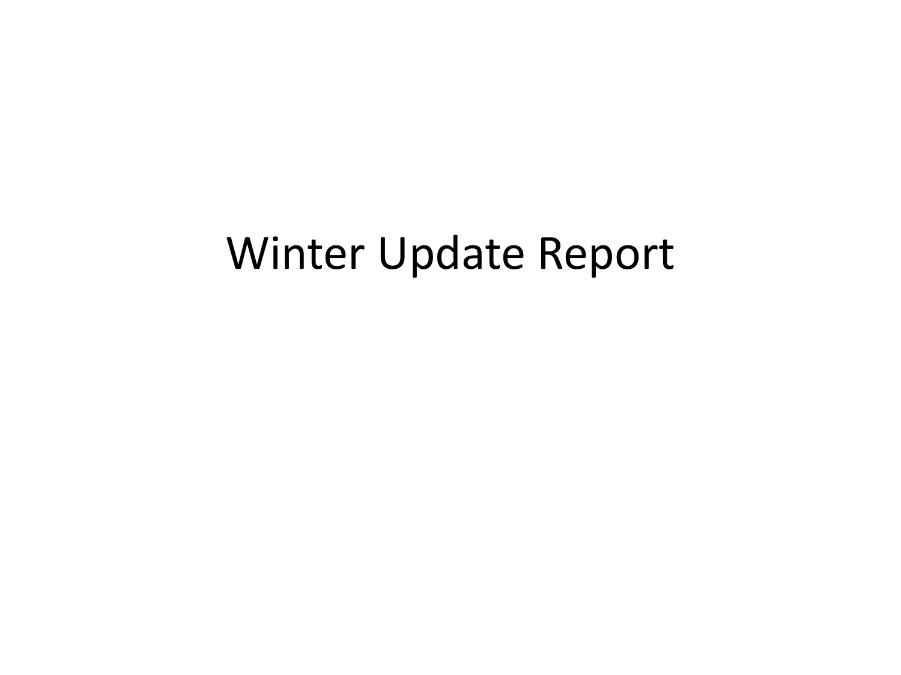# Winter Update Report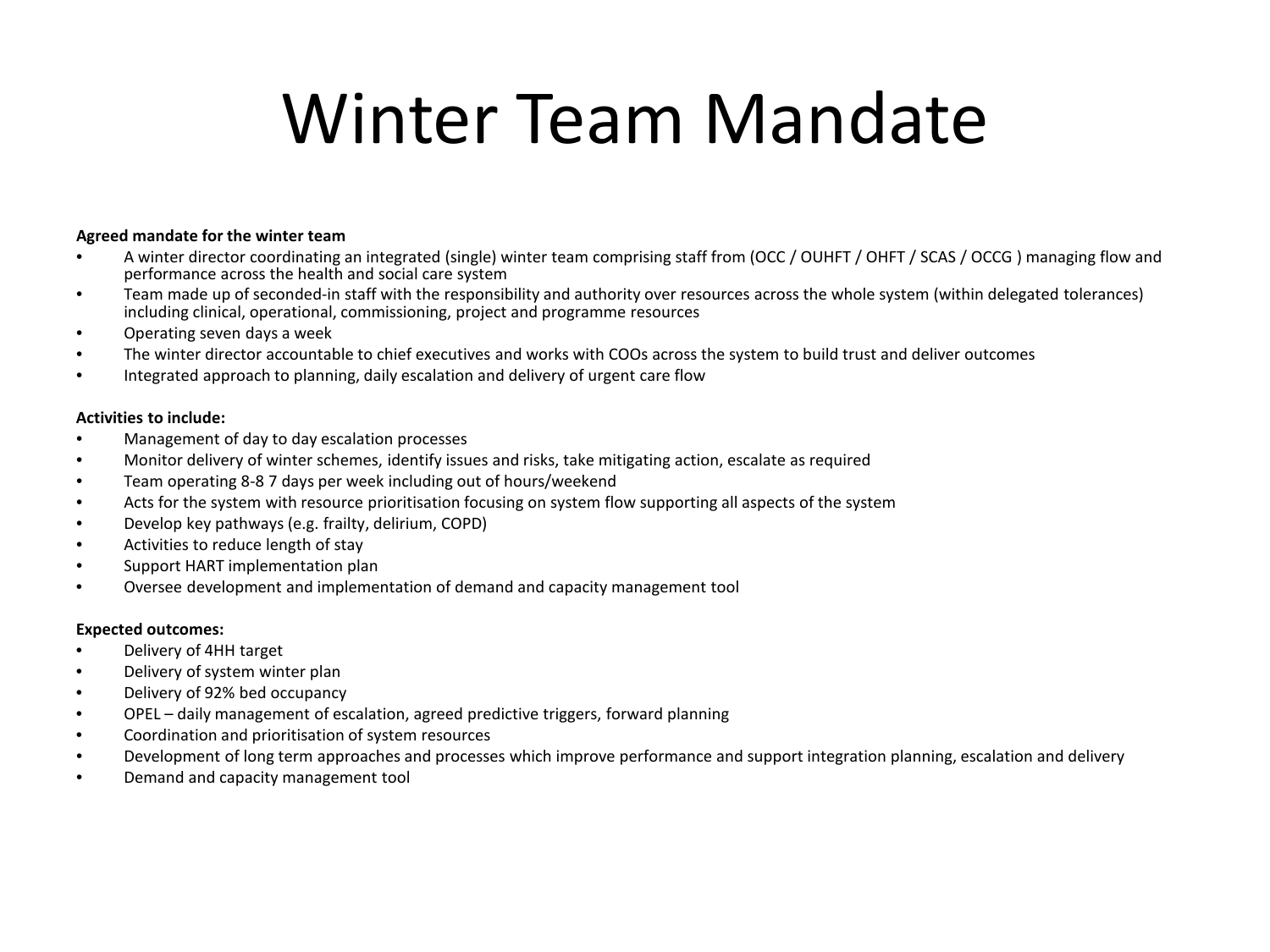# Winter Team Mandate

**Agreed mandate for the winter team**

- A winter director coordinating an integrated (single) winter team comprising staff from (OCC / OUHFT / OHFT / SCAS / OCCG ) managing flow and performance across the health and social care system
- Team made up of seconded-in staff with the responsibility and authority over resources across the whole system (within delegated tolerances) including clinical, operational, commissioning, project and programme resources
- Operating seven days a week
- The winter director accountable to chief executives and works with COOs across the system to build trust and deliver outcomes
- Integrated approach to planning, daily escalation and delivery of urgent care flow

**Activities to include:**

- Management of day to day escalation processes
- Monitor delivery of winter schemes, identify issues and risks, take mitigating action, escalate as required
- Team operating 8-8 7 days per week including out of hours/weekend
- Acts for the system with resource prioritisation focusing on system flow supporting all aspects of the system
- Develop key pathways (e.g. frailty, delirium, COPD)
- Activities to reduce length of stay
- Support HART implementation plan
- Oversee development and implementation of demand and capacity management tool

**Expected outcomes:**

- Delivery of 4HH target
- Delivery of system winter plan
- Delivery of 92% bed occupancy
- OPEL – daily management of escalation, agreed predictive triggers, forward planning
- Coordination and prioritisation of system resources
- Development of long term approaches and processes which improve performance and support integration planning, escalation and delivery
- Demand and capacity management tool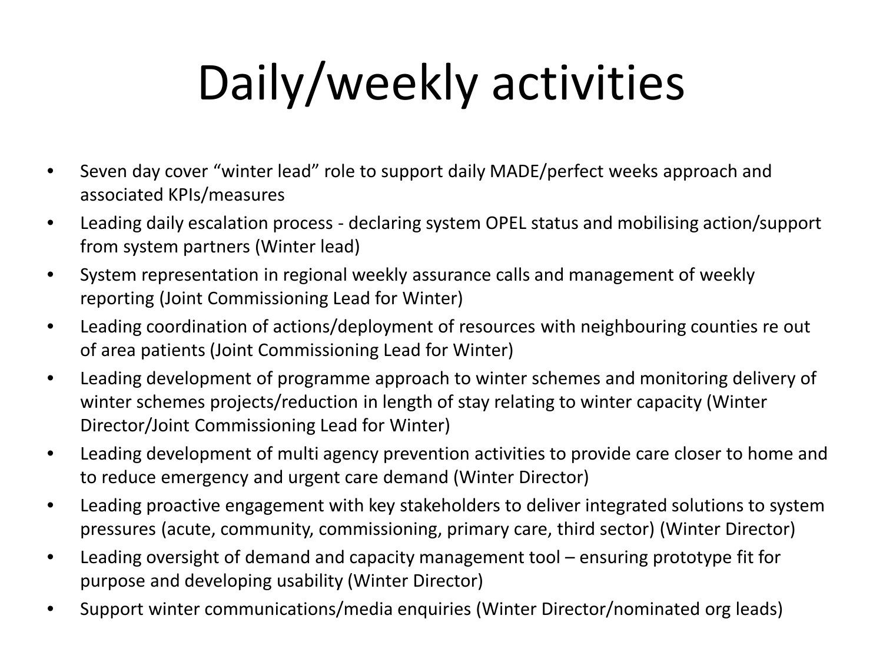# Daily/weekly activities

- Seven day cover "winter lead" role to support daily MADE/perfect weeks approach and associated KPIs/measures
- Leading daily escalation process - declaring system OPEL status and mobilising action/support from system partners (Winter lead)
- System representation in regional weekly assurance calls and management of weekly reporting (Joint Commissioning Lead for Winter)
- Leading coordination of actions/deployment of resources with neighbouring counties re out of area patients (Joint Commissioning Lead for Winter)
- Leading development of programme approach to winter schemes and monitoring delivery of winter schemes projects/reduction in length of stay relating to winter capacity (Winter Director/Joint Commissioning Lead for Winter)
- Leading development of multi agency prevention activities to provide care closer to home and to reduce emergency and urgent care demand (Winter Director)
- Leading proactive engagement with key stakeholders to deliver integrated solutions to system pressures (acute, community, commissioning, primary care, third sector) (Winter Director)
- Leading oversight of demand and capacity management tool – ensuring prototype fit for purpose and developing usability (Winter Director)
- Support winter communications/media enquiries (Winter Director/nominated org leads)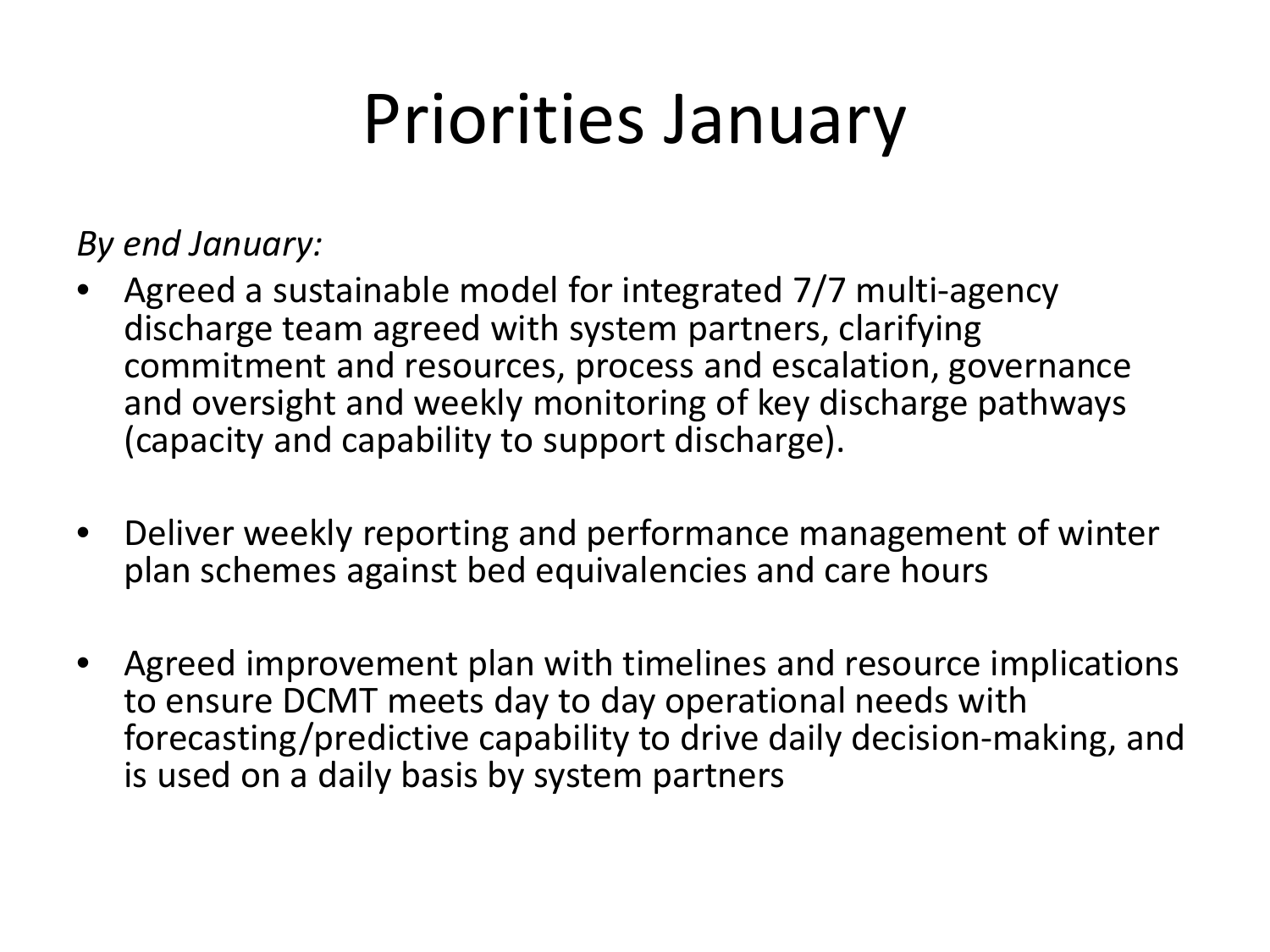# Priorities January

*By end January:*

- Agreed a sustainable model for integrated 7/7 multi-agency discharge team agreed with system partners, clarifying commitment and resources, process and escalation, governance and oversight and weekly monitoring of key discharge pathways (capacity and capability to support discharge).

- Deliver weekly reporting and performance management of winter plan schemes against bed equivalencies and care hours

- Agreed improvement plan with timelines and resource implications to ensure DCMT meets day to day operational needs with forecasting/predictive capability to drive daily decision-making, and is used on a daily basis by system partners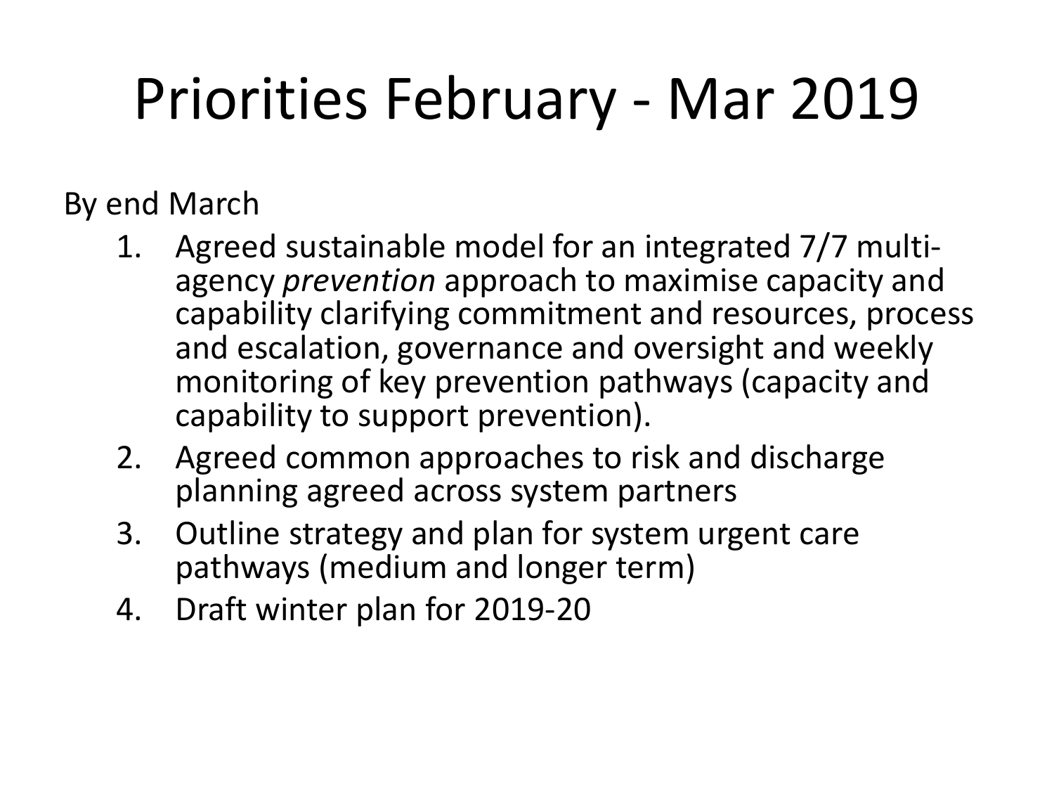# Priorities February - Mar 2019

By end March

1. Agreed sustainable model for an integrated 7/7 multi-agency *prevention* approach to maximise capacity and capability clarifying commitment and resources, process and escalation, governance and oversight and weekly monitoring of key prevention pathways (capacity and capability to support prevention).
2. Agreed common approaches to risk and discharge planning agreed across system partners
3. Outline strategy and plan for system urgent care pathways (medium and longer term)
4. Draft winter plan for 2019-20